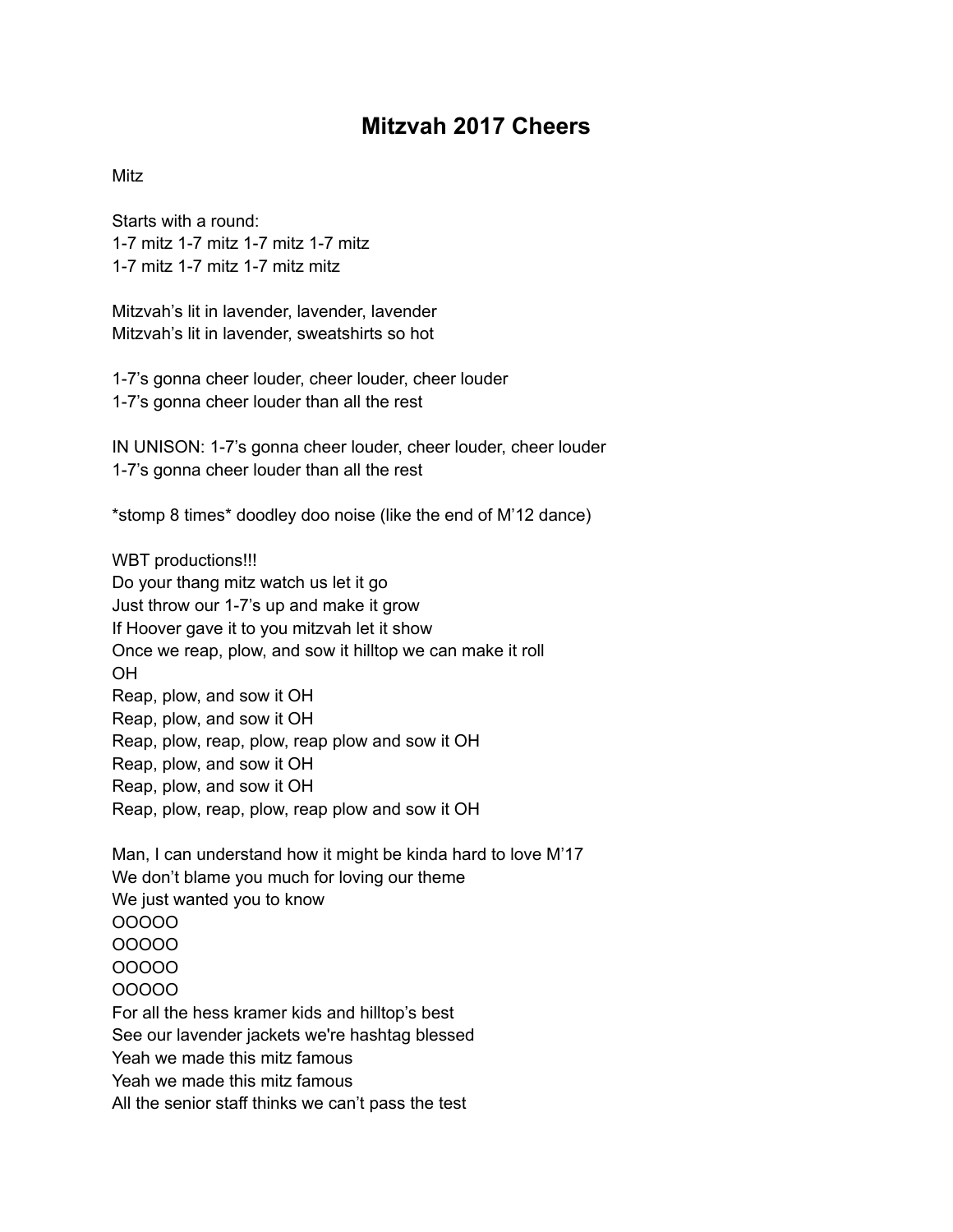# Mitzvah 2017 Cheers

Mitz

Starts with a round:
1-7 mitz 1-7 mitz 1-7 mitz 1-7 mitz
1-7 mitz 1-7 mitz 1-7 mitz mitz

Mitzvah's lit in lavender, lavender, lavender
Mitzvah's lit in lavender, sweatshirts so hot

1-7's gonna cheer louder, cheer louder, cheer louder
1-7's gonna cheer louder than all the rest

IN UNISON: 1-7's gonna cheer louder, cheer louder, cheer louder
1-7's gonna cheer louder than all the rest

*stomp 8 times* doodley doo noise (like the end of M'12 dance)

WBT productions!!!
Do your thang mitz watch us let it go
Just throw our 1-7's up and make it grow
If Hoover gave it to you mitzvah let it show
Once we reap, plow, and sow it hilltop we can make it roll
OH
Reap, plow, and sow it OH
Reap, plow, and sow it OH
Reap, plow, reap, plow, reap plow and sow it OH
Reap, plow, and sow it OH
Reap, plow, and sow it OH
Reap, plow, reap, plow, reap plow and sow it OH

Man, I can understand how it might be kinda hard to love M'17
We don't blame you much for loving our theme
We just wanted you to know
OOOOO
OOOOO
OOOOO
OOOOO
For all the hess kramer kids and hilltop's best
See our lavender jackets we're hashtag blessed
Yeah we made this mitz famous
Yeah we made this mitz famous
All the senior staff thinks we can't pass the test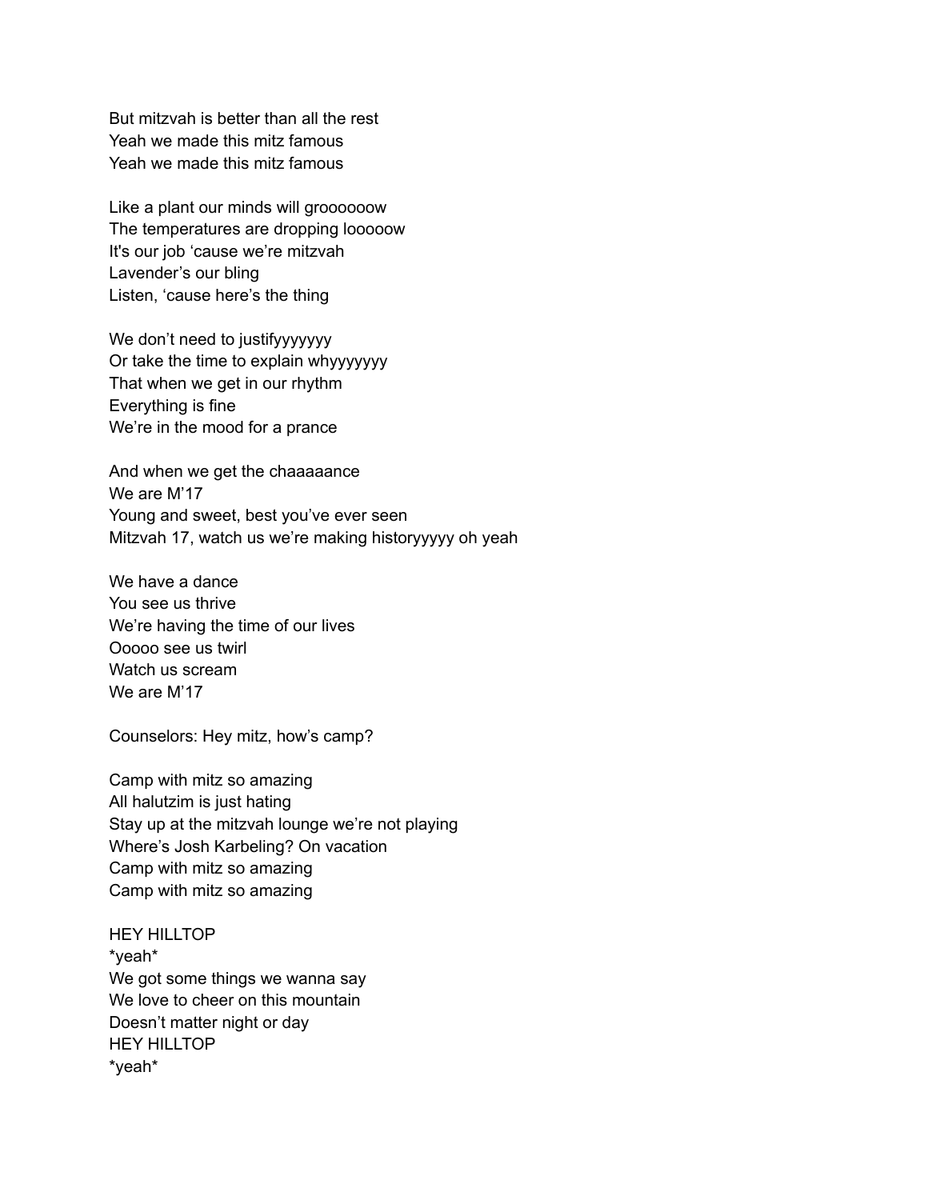But mitzvah is better than all the rest
Yeah we made this mitz famous
Yeah we made this mitz famous

Like a plant our minds will groooooow
The temperatures are dropping looooow
It's our job 'cause we're mitzvah
Lavender's our bling
Listen, 'cause here's the thing

We don't need to justifyyyyyyy
Or take the time to explain whyyyyyyy
That when we get in our rhythm
Everything is fine
We're in the mood for a prance

And when we get the chaaaaance
We are M'17
Young and sweet, best you've ever seen
Mitzvah 17, watch us we're making historyyyyy oh yeah

We have a dance
You see us thrive
We're having the time of our lives
Ooooo see us twirl
Watch us scream
We are M'17

Counselors: Hey mitz, how's camp?

Camp with mitz so amazing
All halutzim is just hating
Stay up at the mitzvah lounge we're not playing
Where's Josh Karbeling? On vacation
Camp with mitz so amazing
Camp with mitz so amazing

HEY HILLTOP
*yeah*
We got some things we wanna say
We love to cheer on this mountain
Doesn't matter night or day
HEY HILLTOP
*yeah*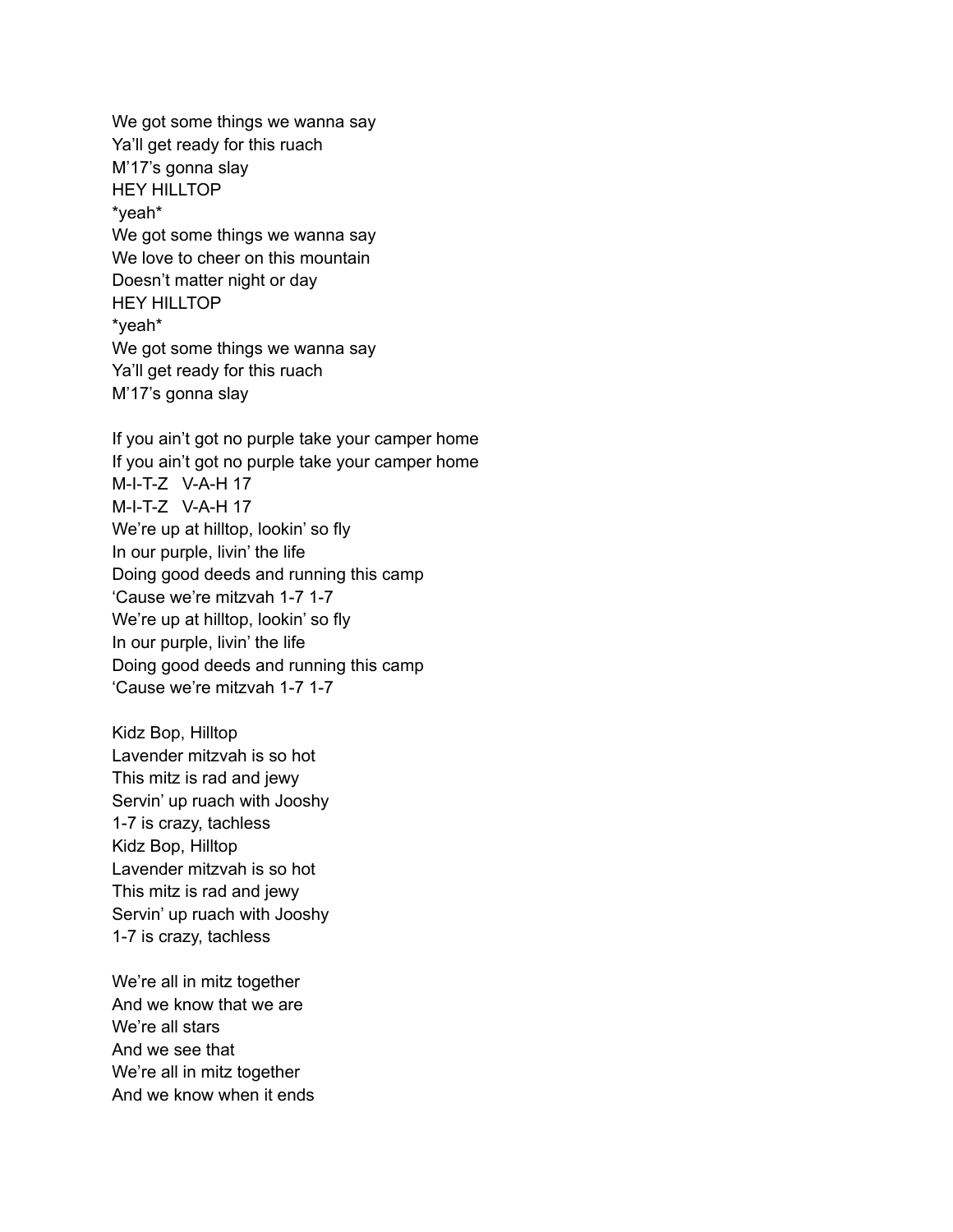We got some things we wanna say
Ya'll get ready for this ruach
M'17's gonna slay
HEY HILLTOP
*yeah*
We got some things we wanna say
We love to cheer on this mountain
Doesn't matter night or day
HEY HILLTOP
*yeah*
We got some things we wanna say
Ya'll get ready for this ruach
M'17's gonna slay

If you ain't got no purple take your camper home
If you ain't got no purple take your camper home
M-I-T-Z   V-A-H 17
M-I-T-Z   V-A-H 17
We're up at hilltop, lookin' so fly
In our purple, livin' the life
Doing good deeds and running this camp
'Cause we're mitzvah 1-7 1-7
We're up at hilltop, lookin' so fly
In our purple, livin' the life
Doing good deeds and running this camp
'Cause we're mitzvah 1-7 1-7

Kidz Bop, Hilltop
Lavender mitzvah is so hot
This mitz is rad and jewy
Servin' up ruach with Jooshy
1-7 is crazy, tachless
Kidz Bop, Hilltop
Lavender mitzvah is so hot
This mitz is rad and jewy
Servin' up ruach with Jooshy
1-7 is crazy, tachless

We're all in mitz together
And we know that we are
We're all stars
And we see that
We're all in mitz together
And we know when it ends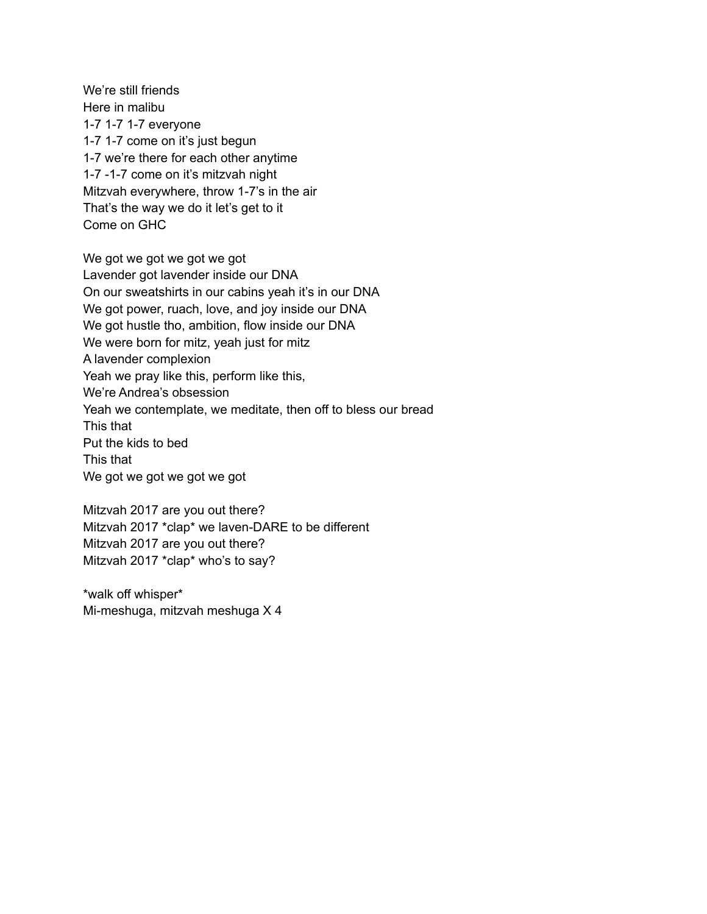We're still friends
Here in malibu
1-7 1-7 1-7 everyone
1-7 1-7 come on it's just begun
1-7 we're there for each other anytime
1-7 -1-7 come on it's mitzvah night
Mitzvah everywhere, throw 1-7's in the air
That's the way we do it let's get to it
Come on GHC

We got we got we got we got
Lavender got lavender inside our DNA
On our sweatshirts in our cabins yeah it's in our DNA
We got power, ruach, love, and joy inside our DNA
We got hustle tho, ambition, flow inside our DNA
We were born for mitz, yeah just for mitz
A lavender complexion
Yeah we pray like this, perform like this,
We're Andrea's obsession
Yeah we contemplate, we meditate, then off to bless our bread
This that
Put the kids to bed
This that
We got we got we got we got

Mitzvah 2017 are you out there?
Mitzvah 2017 *clap* we laven-DARE to be different
Mitzvah 2017 are you out there?
Mitzvah 2017 *clap* who's to say?

*walk off whisper*
Mi-meshuga, mitzvah meshuga X 4